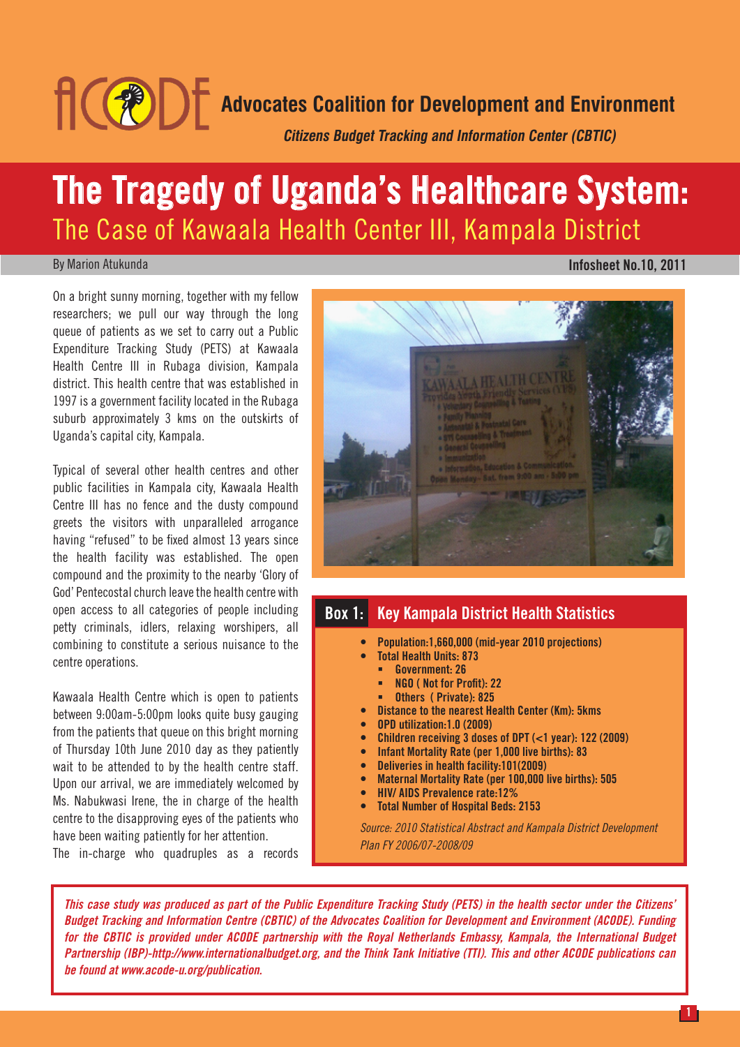# ACODE

**Advocates Coalition for Development and Environment**

***Citizens Budget Tracking and Information Center (CBTIC)***

# The Tragedy of Uganda's Healthcare System:

## The Case of Kawaala Health Center III, Kampala District

By Marion Atukunda

**Infosheet No.10, 2011**

On a bright sunny morning, together with my fellow researchers; we pull our way through the long queue of patients as we set to carry out a Public Expenditure Tracking Study (PETS) at Kawaala Health Centre III in Rubaga division, Kampala district. This health centre that was established in 1997 is a government facility located in the Rubaga suburb approximately 3 kms on the outskirts of Uganda's capital city, Kampala.

Typical of several other health centres and other public facilities in Kampala city, Kawaala Health Centre III has no fence and the dusty compound greets the visitors with unparalleled arrogance having "refused" to be fixed almost 13 years since the health facility was established. The open compound and the proximity to the nearby 'Glory of God' Pentecostal church leave the health centre with open access to all categories of people including petty criminals, idlers, relaxing worshipers, all combining to constitute a serious nuisance to the centre operations.

Kawaala Health Centre which is open to patients between 9:00am-5:00pm looks quite busy gauging from the patients that queue on this bright morning of Thursday 10th June 2010 day as they patiently wait to be attended to by the health centre staff. Upon our arrival, we are immediately welcomed by Ms. Nabukwasi Irene, the in charge of the health centre to the disapproving eyes of the patients who have been waiting patiently for her attention.

The in-charge who quadruples as a records

### Box 1: Key Kampala District Health Statistics

- **Population:1,660,000 (mid-year 2010 projections)**
- **Total Health Units: 873**
  - **Government: 26**
  - **NGO ( Not for Profit): 22**
  - **Others ( Private): 825**
- **Distance to the nearest Health Center (Km): 5kms**
- **OPD utilization:1.0 (2009)**
- **Children receiving 3 doses of DPT (<1 year): 122 (2009)**
- **Infant Mortality Rate (per 1,000 live births): 83**
- **Deliveries in health facility:101(2009)**
- **Maternal Mortality Rate (per 100,000 live births): 505**
- **HIV/ AIDS Prevalence rate:12%**
- **Total Number of Hospital Beds: 2153**

*Source: 2010 Statistical Abstract and Kampala District Development Plan FY 2006/07-2008/09*

***This case study was produced as part of the Public Expenditure Tracking Study (PETS) in the health sector under the Citizens' Budget Tracking and Information Centre (CBTIC) of the Advocates Coalition for Development and Environment (ACODE). Funding for the CBTIC is provided under ACODE partnership with the Royal Netherlands Embassy, Kampala, the International Budget Partnership (IBP)-http://www.internationalbudget.org, and the Think Tank Initiative (TTI). This and other ACODE publications can be found at www.acode-u.org/publication.***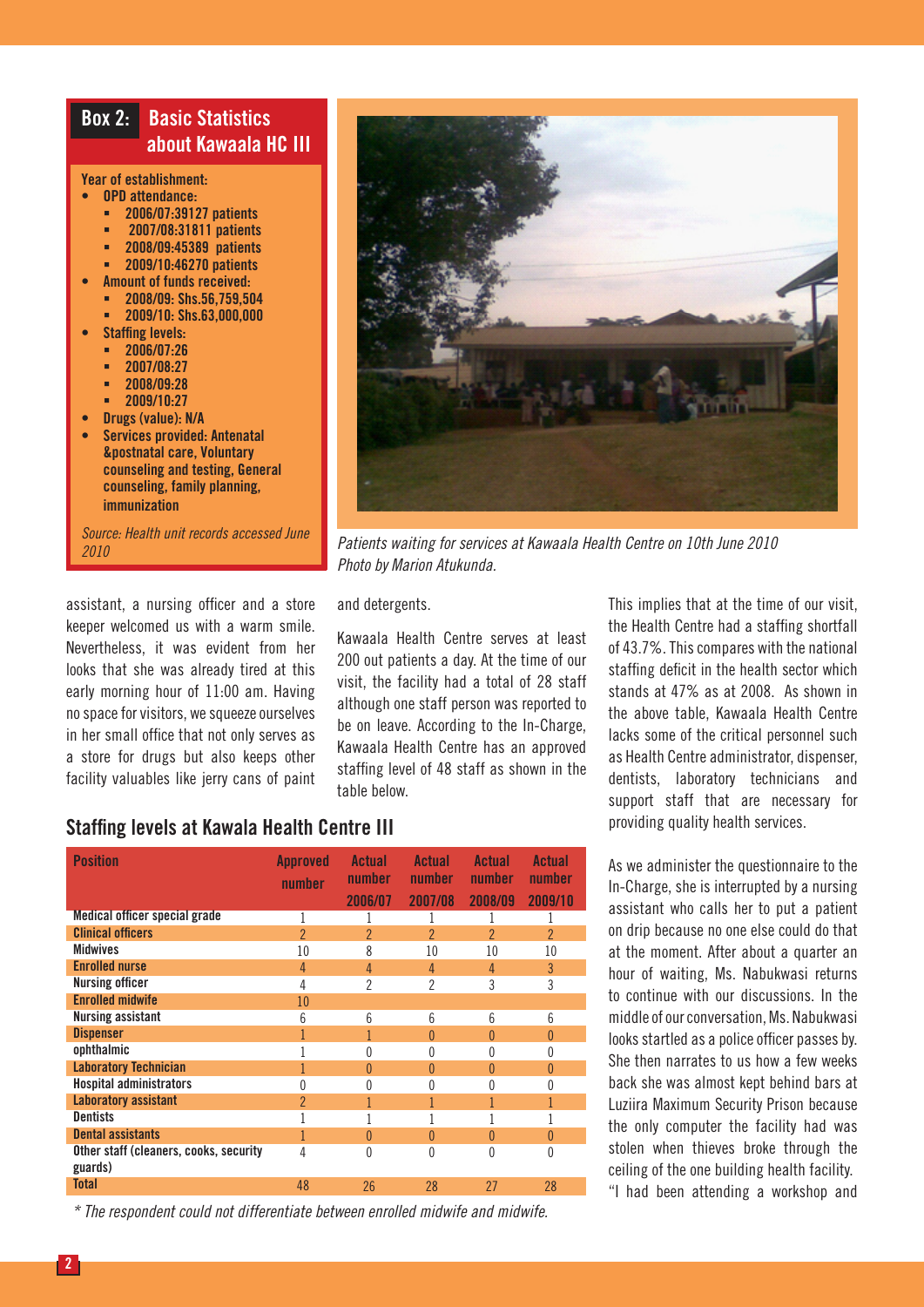## Box 2: Basic Statistics about Kawaala HC III

**Year of establishment:**

- **OPD attendance:**
  - **2006/07:39127 patients**
  - **2007/08:31811 patients**
  - **2008/09:45389 patients**
  - **2009/10:46270 patients**
- **Amount of funds received:**
  - **2008/09: Shs.56,759,504**
  - **2009/10: Shs.63,000,000**
- **Staffing levels:**
  - **2006/07:26**
  - **2007/08:27**
  - **2008/09:28**
  - **2009/10:27**
- **Drugs (value): N/A**
- **Services provided: Antenatal &postnatal care, Voluntary counseling and testing, General counseling, family planning, immunization**

*Source: Health unit records accessed June 2010*

*Patients waiting for services at Kawaala Health Centre on 10th June 2010 Photo by Marion Atukunda.*

assistant, a nursing officer and a store keeper welcomed us with a warm smile. Nevertheless, it was evident from her looks that she was already tired at this early morning hour of 11:00 am. Having no space for visitors, we squeeze ourselves in her small office that not only serves as a store for drugs but also keeps other facility valuables like jerry cans of paint and detergents.

Kawaala Health Centre serves at least 200 out patients a day. At the time of our visit, the facility had a total of 28 staff although one staff person was reported to be on leave. According to the In-Charge, Kawaala Health Centre has an approved staffing level of 48 staff as shown in the table below.

### Staffing levels at Kawala Health Centre III

| Position | Approved number | Actual number 2006/07 | Actual number 2007/08 | Actual number 2008/09 | Actual number 2009/10 |
|---|---|---|---|---|---|
| Medical officer special grade | 1 | 1 | 1 | 1 | 1 |
| Clinical officers | 2 | 2 | 2 | 2 | 2 |
| Midwives | 10 | 8 | 10 | 10 | 10 |
| Enrolled nurse | 4 | 4 | 4 | 4 | 3 |
| Nursing officer | 4 | 2 | 2 | 3 | 3 |
| Enrolled midwife | 10 | | | | |
| Nursing assistant | 6 | 6 | 6 | 6 | 6 |
| Dispenser | 1 | 1 | 0 | 0 | 0 |
| ophthalmic | 1 | 0 | 0 | 0 | 0 |
| Laboratory Technician | 1 | 0 | 0 | 0 | 0 |
| Hospital administrators | 0 | 0 | 0 | 0 | 0 |
| Laboratory assistant | 2 | 1 | 1 | 1 | 1 |
| Dentists | 1 | 1 | 1 | 1 | 1 |
| Dental assistants | 1 | 0 | 0 | 0 | 0 |
| Other staff (cleaners, cooks, security guards) | 4 | 0 | 0 | 0 | 0 |
| Total | 48 | 26 | 28 | 27 | 28 |

*\* The respondent could not differentiate between enrolled midwife and midwife.*

This implies that at the time of our visit, the Health Centre had a staffing shortfall of 43.7%. This compares with the national staffing deficit in the health sector which stands at 47% as at 2008. As shown in the above table, Kawaala Health Centre lacks some of the critical personnel such as Health Centre administrator, dispenser, dentists, laboratory technicians and support staff that are necessary for providing quality health services.

As we administer the questionnaire to the In-Charge, she is interrupted by a nursing assistant who calls her to put a patient on drip because no one else could do that at the moment. After about a quarter an hour of waiting, Ms. Nabukwasi returns to continue with our discussions. In the middle of our conversation, Ms. Nabukwasi looks startled as a police officer passes by. She then narrates to us how a few weeks back she was almost kept behind bars at Luziira Maximum Security Prison because the only computer the facility had was stolen when thieves broke through the ceiling of the one building health facility. "I had been attending a workshop and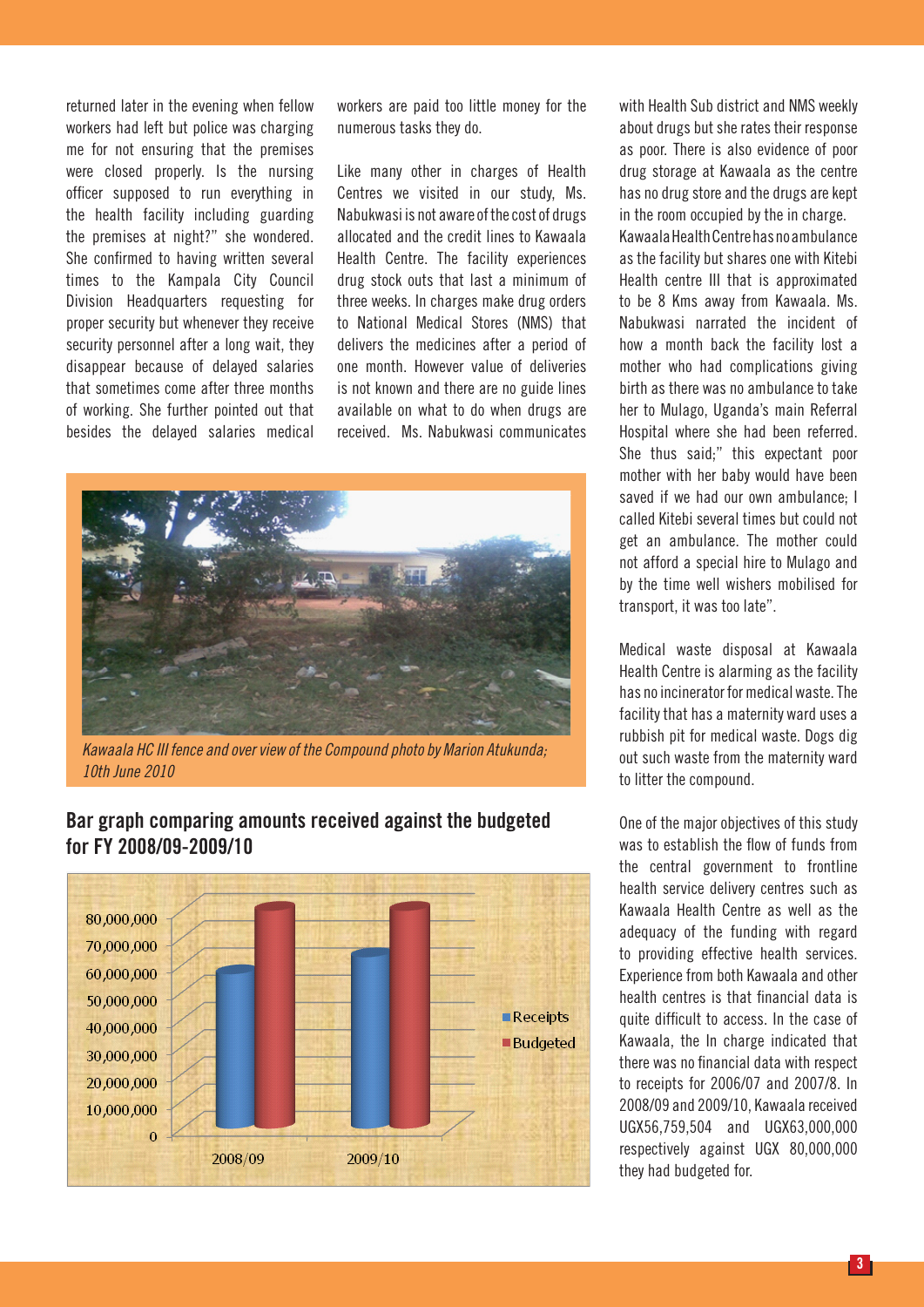returned later in the evening when fellow workers had left but police was charging me for not ensuring that the premises were closed properly. Is the nursing officer supposed to run everything in the health facility including guarding the premises at night?" she wondered. She confirmed to having written several times to the Kampala City Council Division Headquarters requesting for proper security but whenever they receive security personnel after a long wait, they disappear because of delayed salaries that sometimes come after three months of working. She further pointed out that besides the delayed salaries medical workers are paid too little money for the numerous tasks they do.

Like many other in charges of Health Centres we visited in our study, Ms. Nabukwasi is not aware of the cost of drugs allocated and the credit lines to Kawaala Health Centre. The facility experiences drug stock outs that last a minimum of three weeks. In charges make drug orders to National Medical Stores (NMS) that delivers the medicines after a period of one month. However value of deliveries is not known and there are no guide lines available on what to do when drugs are received. Ms. Nabukwasi communicates with Health Sub district and NMS weekly about drugs but she rates their response as poor. There is also evidence of poor drug storage at Kawaala as the centre has no drug store and the drugs are kept in the room occupied by the in charge.

Kawaala Health Centre has no ambulance as the facility but shares one with Kitebi Health centre III that is approximated to be 8 Kms away from Kawaala. Ms. Nabukwasi narrated the incident of how a month back the facility lost a mother who had complications giving birth as there was no ambulance to take her to Mulago, Uganda's main Referral Hospital where she had been referred. She thus said;" this expectant poor mother with her baby would have been saved if we had our own ambulance; I called Kitebi several times but could not get an ambulance. The mother could not afford a special hire to Mulago and by the time well wishers mobilised for transport, it was too late".

*Kawaala HC III fence and over view of the Compound photo by Marion Atukunda; 10th June 2010*

## Bar graph comparing amounts received against the budgeted for FY 2008/09-2009/10

| FY | Receipts | Budgeted |
|---|---|---|
| 2008/09 | 56,759,504 | 80,000,000 |
| 2009/10 | 63,000,000 | 80,000,000 |

Medical waste disposal at Kawaala Health Centre is alarming as the facility has no incinerator for medical waste. The facility that has a maternity ward uses a rubbish pit for medical waste. Dogs dig out such waste from the maternity ward to litter the compound.

One of the major objectives of this study was to establish the flow of funds from the central government to frontline health service delivery centres such as Kawaala Health Centre as well as the adequacy of the funding with regard to providing effective health services. Experience from both Kawaala and other health centres is that financial data is quite difficult to access. In the case of Kawaala, the In charge indicated that there was no financial data with respect to receipts for 2006/07 and 2007/8. In 2008/09 and 2009/10, Kawaala received UGX56,759,504 and UGX63,000,000 respectively against UGX 80,000,000 they had budgeted for.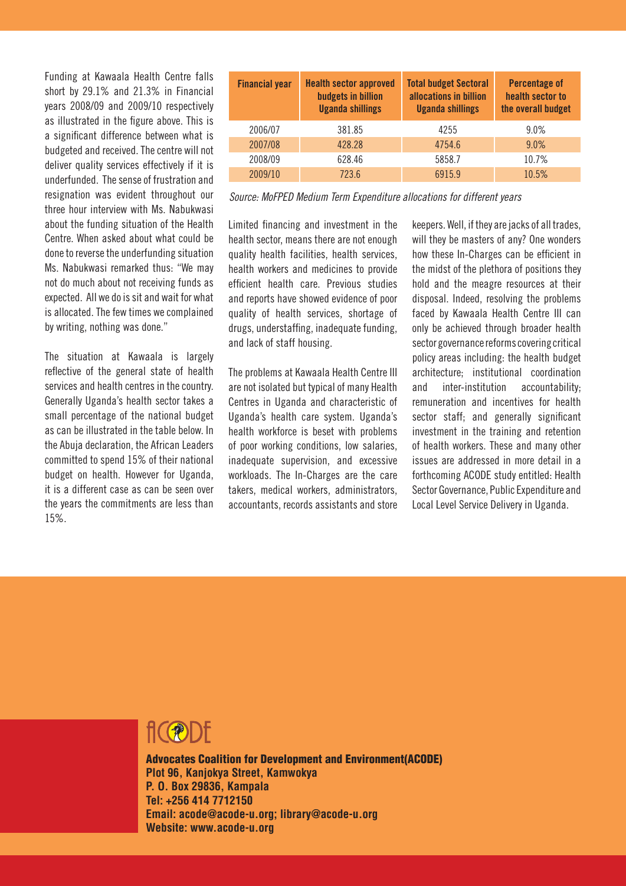Funding at Kawaala Health Centre falls short by 29.1% and 21.3% in Financial years 2008/09 and 2009/10 respectively as illustrated in the figure above. This is a significant difference between what is budgeted and received. The centre will not deliver quality services effectively if it is underfunded. The sense of frustration and resignation was evident throughout our three hour interview with Ms. Nabukwasi about the funding situation of the Health Centre. When asked about what could be done to reverse the underfunding situation Ms. Nabukwasi remarked thus: "We may not do much about not receiving funds as expected. All we do is sit and wait for what is allocated. The few times we complained by writing, nothing was done."

The situation at Kawaala is largely reflective of the general state of health services and health centres in the country. Generally Uganda's health sector takes a small percentage of the national budget as can be illustrated in the table below. In the Abuja declaration, the African Leaders committed to spend 15% of their national budget on health. However for Uganda, it is a different case as can be seen over the years the commitments are less than 15%.

| Financial year | Health sector approved budgets in billion Uganda shillings | Total budget Sectoral allocations in billion Uganda shillings | Percentage of health sector to the overall budget |
|---|---|---|---|
| 2006/07 | 381.85 | 4255 | 9.0% |
| 2007/08 | 428.28 | 4754.6 | 9.0% |
| 2008/09 | 628.46 | 5858.7 | 10.7% |
| 2009/10 | 723.6 | 6915.9 | 10.5% |

*Source: MoFPED Medium Term Expenditure allocations for different years*

Limited financing and investment in the health sector, means there are not enough quality health facilities, health services, health workers and medicines to provide efficient health care. Previous studies and reports have showed evidence of poor quality of health services, shortage of drugs, understaffing, inadequate funding, and lack of staff housing.

The problems at Kawaala Health Centre III are not isolated but typical of many Health Centres in Uganda and characteristic of Uganda's health care system. Uganda's health workforce is beset with problems of poor working conditions, low salaries, inadequate supervision, and excessive workloads. The In-Charges are the care takers, medical workers, administrators, accountants, records assistants and store keepers. Well, if they are jacks of all trades, will they be masters of any? One wonders how these In-Charges can be efficient in the midst of the plethora of positions they hold and the meagre resources at their disposal. Indeed, resolving the problems faced by Kawaala Health Centre III can only be achieved through broader health sector governance reforms covering critical policy areas including: the health budget architecture; institutional coordination and inter-institution accountability; remuneration and incentives for health sector staff; and generally significant investment in the training and retention of health workers. These and many other issues are addressed in more detail in a forthcoming ACODE study entitled: Health Sector Governance, Public Expenditure and Local Level Service Delivery in Uganda.

ACODE

**Advocates Coalition for Development and Environment(ACODE)**
**Plot 96, Kanjokya Street, Kamwokya**
**P. O. Box 29836, Kampala**
**Tel: +256 414 7712150**
**Email: acode@acode-u.org; library@acode-u.org**
**Website: www.acode-u.org**